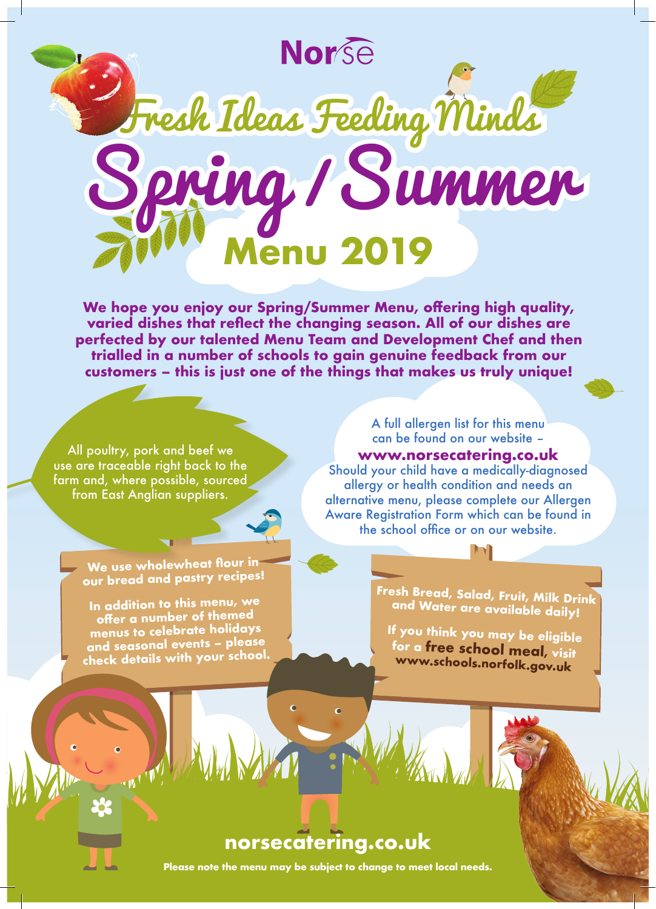Norse

# Fresh Ideas Feeding Minds

# Spring / Summer Menu 2019

**We hope you enjoy our Spring/Summer Menu, offering high quality, varied dishes that reflect the changing season. All of our dishes are perfected by our talented Menu Team and Development Chef and then trialled in a number of schools to gain genuine feedback from our customers – this is just one of the things that makes us truly unique!**

All poultry, pork and beef we use are traceable right back to the farm and, where possible, sourced from East Anglian suppliers.

A full allergen list for this menu can be found on our website – **www.norsecatering.co.uk**
Should your child have a medically-diagnosed allergy or health condition and needs an alternative menu, please complete our Allergen Aware Registration Form which can be found in the school office or on our website.

**We use wholewheat flour in our bread and pastry recipes!**

**In addition to this menu, we offer a number of themed menus to celebrate holidays and seasonal events – please check details with your school.**

**Fresh Bread, Salad, Fruit, Milk Drink and Water are available daily!**

**If you think you may be eligible for a free school meal, visit www.schools.norfolk.gov.uk**

**norsecatering.co.uk**

**Please note the menu may be subject to change to meet local needs.**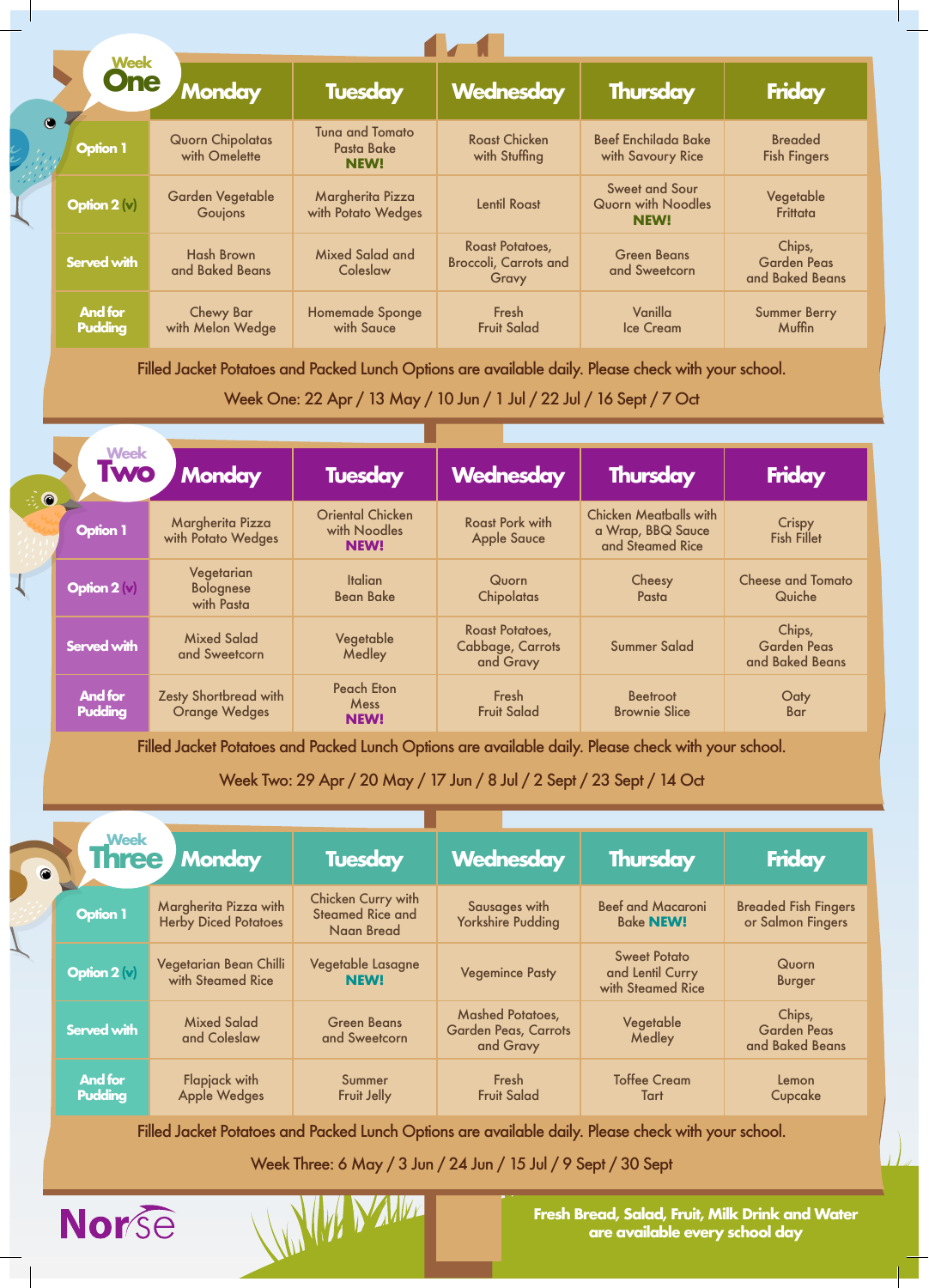## Week One

| Week One | Monday | Tuesday | Wednesday | Thursday | Friday |
| --- | --- | --- | --- | --- | --- |
| Option 1 | Quorn Chipolatas with Omelette | Tuna and Tomato Pasta Bake **NEW!** | Roast Chicken with Stuffing | Beef Enchilada Bake with Savoury Rice | Breaded Fish Fingers |
| Option 2 (v) | Garden Vegetable Goujons | Margherita Pizza with Potato Wedges | Lentil Roast | Sweet and Sour Quorn with Noodles **NEW!** | Vegetable Frittata |
| Served with | Hash Brown and Baked Beans | Mixed Salad and Coleslaw | Roast Potatoes, Broccoli, Carrots and Gravy | Green Beans and Sweetcorn | Chips, Garden Peas and Baked Beans |
| And for Pudding | Chewy Bar with Melon Wedge | Homemade Sponge with Sauce | Fresh Fruit Salad | Vanilla Ice Cream | Summer Berry Muffin |

Filled Jacket Potatoes and Packed Lunch Options are available daily. Please check with your school.

Week One: 22 Apr / 13 May / 10 Jun / 1 Jul / 22 Jul / 16 Sept / 7 Oct

## Week Two

| Week Two | Monday | Tuesday | Wednesday | Thursday | Friday |
| --- | --- | --- | --- | --- | --- |
| Option 1 | Margherita Pizza with Potato Wedges | Oriental Chicken with Noodles **NEW!** | Roast Pork with Apple Sauce | Chicken Meatballs with a Wrap, BBQ Sauce and Steamed Rice | Crispy Fish Fillet |
| Option 2 (v) | Vegetarian Bolognese with Pasta | Italian Bean Bake | Quorn Chipolatas | Cheesy Pasta | Cheese and Tomato Quiche |
| Served with | Mixed Salad and Sweetcorn | Vegetable Medley | Roast Potatoes, Cabbage, Carrots and Gravy | Summer Salad | Chips, Garden Peas and Baked Beans |
| And for Pudding | Zesty Shortbread with Orange Wedges | Peach Eton Mess **NEW!** | Fresh Fruit Salad | Beetroot Brownie Slice | Oaty Bar |

Filled Jacket Potatoes and Packed Lunch Options are available daily. Please check with your school.

Week Two: 29 Apr / 20 May / 17 Jun / 8 Jul / 2 Sept / 23 Sept / 14 Oct

## Week Three

| Week Three | Monday | Tuesday | Wednesday | Thursday | Friday |
| --- | --- | --- | --- | --- | --- |
| Option 1 | Margherita Pizza with Herby Diced Potatoes | Chicken Curry with Steamed Rice and Naan Bread | Sausages with Yorkshire Pudding | Beef and Macaroni Bake **NEW!** | Breaded Fish Fingers or Salmon Fingers |
| Option 2 (v) | Vegetarian Bean Chilli with Steamed Rice | Vegetable Lasagne **NEW!** | Vegemince Pasty | Sweet Potato and Lentil Curry with Steamed Rice | Quorn Burger |
| Served with | Mixed Salad and Coleslaw | Green Beans and Sweetcorn | Mashed Potatoes, Garden Peas, Carrots and Gravy | Vegetable Medley | Chips, Garden Peas and Baked Beans |
| And for Pudding | Flapjack with Apple Wedges | Summer Fruit Jelly | Fresh Fruit Salad | Toffee Cream Tart | Lemon Cupcake |

Filled Jacket Potatoes and Packed Lunch Options are available daily. Please check with your school.

Week Three: 6 May / 3 Jun / 24 Jun / 15 Jul / 9 Sept / 30 Sept

Norse

**Fresh Bread, Salad, Fruit, Milk Drink and Water are available every school day**